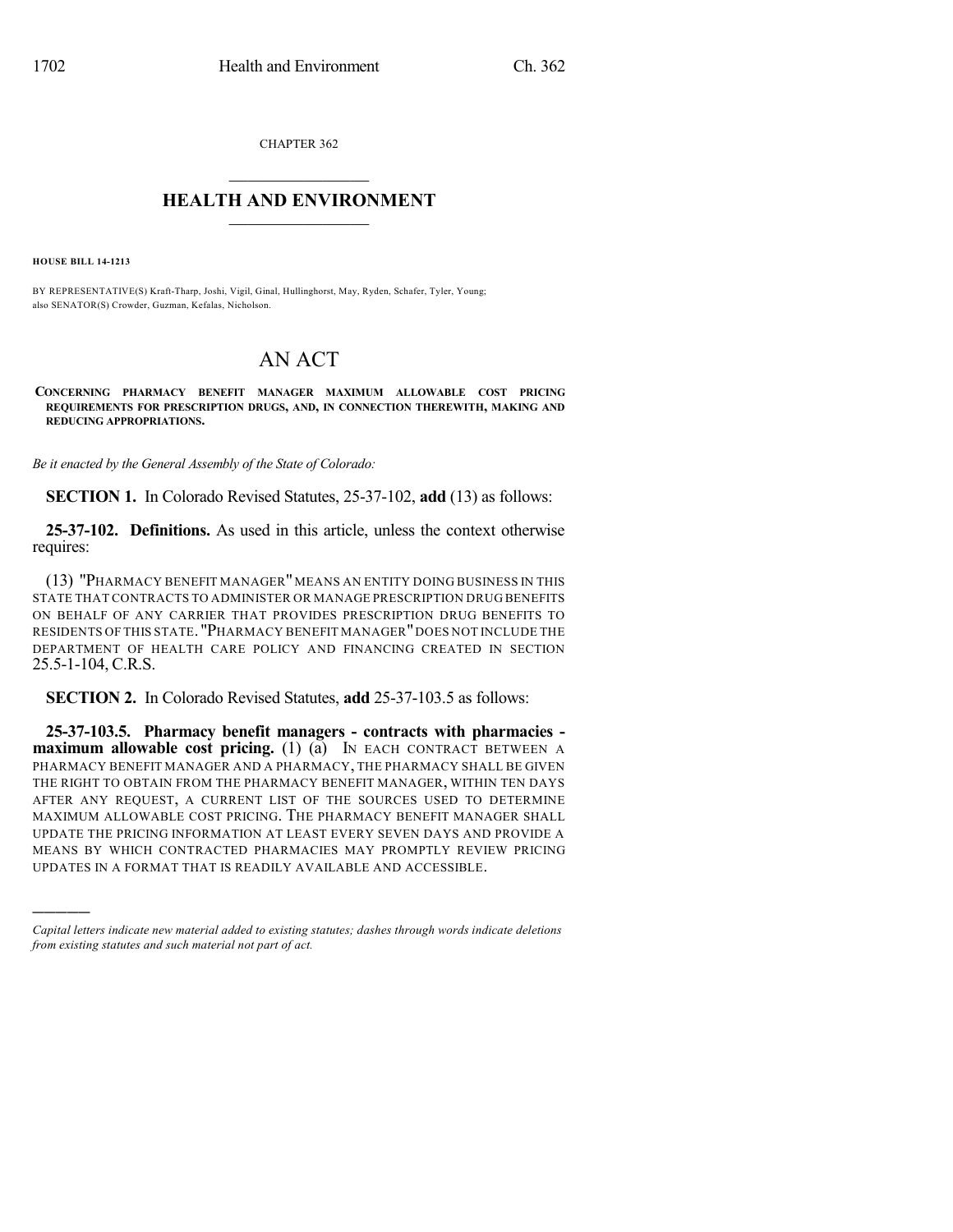CHAPTER 362

## HEALTH AND ENVIRONMENT

**HOUSE BILL 14-1213**

BY REPRESENTATIVE(S) Kraft-Tharp, Joshi, Vigil, Ginal, Hullinghorst, May, Ryden, Schafer, Tyler, Young; also SENATOR(S) Crowder, Guzman, Kefalas, Nicholson.

# AN ACT

**CONCERNING PHARMACY BENEFIT MANAGER MAXIMUM ALLOWABLE COST PRICING REQUIREMENTS FOR PRESCRIPTION DRUGS, AND, IN CONNECTION THEREWITH, MAKING AND REDUCING APPROPRIATIONS.**

*Be it enacted by the General Assembly of the State of Colorado:*

**SECTION 1.** In Colorado Revised Statutes, 25-37-102, **add** (13) as follows:

**25-37-102. Definitions.** As used in this article, unless the context otherwise requires:

(13) "PHARMACY BENEFIT MANAGER" MEANS AN ENTITY DOING BUSINESS IN THIS STATE THAT CONTRACTS TO ADMINISTER OR MANAGE PRESCRIPTION DRUG BENEFITS ON BEHALF OF ANY CARRIER THAT PROVIDES PRESCRIPTION DRUG BENEFITS TO RESIDENTS OF THIS STATE. "PHARMACY BENEFIT MANAGER" DOES NOT INCLUDE THE DEPARTMENT OF HEALTH CARE POLICY AND FINANCING CREATED IN SECTION 25.5-1-104, C.R.S.

**SECTION 2.** In Colorado Revised Statutes, **add** 25-37-103.5 as follows:

**25-37-103.5. Pharmacy benefit managers - contracts with pharmacies - maximum allowable cost pricing.** (1) (a) IN EACH CONTRACT BETWEEN A PHARMACY BENEFIT MANAGER AND A PHARMACY, THE PHARMACY SHALL BE GIVEN THE RIGHT TO OBTAIN FROM THE PHARMACY BENEFIT MANAGER, WITHIN TEN DAYS AFTER ANY REQUEST, A CURRENT LIST OF THE SOURCES USED TO DETERMINE MAXIMUM ALLOWABLE COST PRICING. THE PHARMACY BENEFIT MANAGER SHALL UPDATE THE PRICING INFORMATION AT LEAST EVERY SEVEN DAYS AND PROVIDE A MEANS BY WHICH CONTRACTED PHARMACIES MAY PROMPTLY REVIEW PRICING UPDATES IN A FORMAT THAT IS READILY AVAILABLE AND ACCESSIBLE.

---

*Capital letters indicate new material added to existing statutes; dashes through words indicate deletions from existing statutes and such material not part of act.*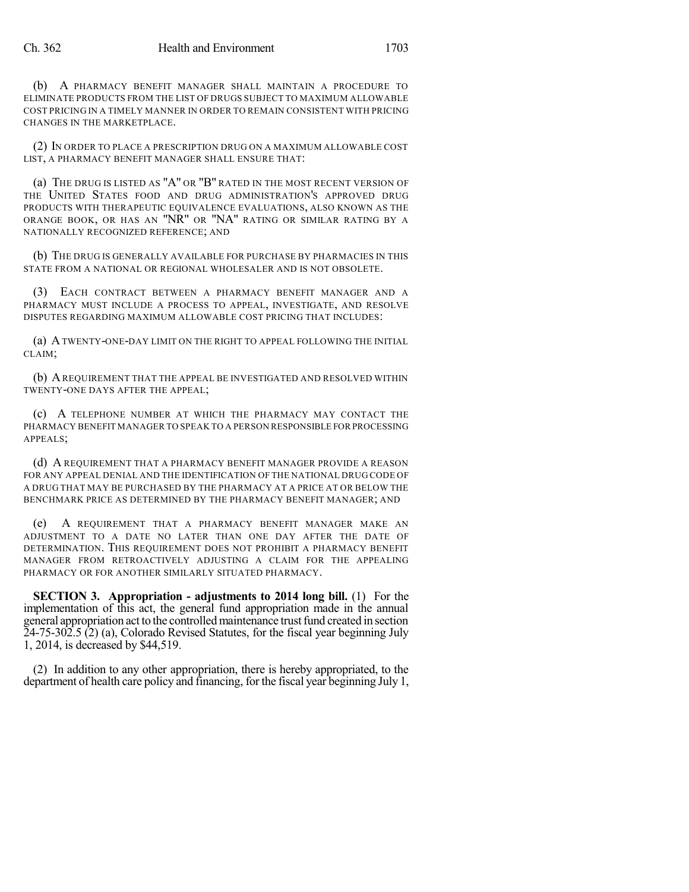(b) A PHARMACY BENEFIT MANAGER SHALL MAINTAIN A PROCEDURE TO ELIMINATE PRODUCTS FROM THE LIST OF DRUGS SUBJECT TO MAXIMUM ALLOWABLE COST PRICING IN A TIMELY MANNER IN ORDER TO REMAIN CONSISTENT WITH PRICING CHANGES IN THE MARKETPLACE.

(2) IN ORDER TO PLACE A PRESCRIPTION DRUG ON A MAXIMUM ALLOWABLE COST LIST, A PHARMACY BENEFIT MANAGER SHALL ENSURE THAT:

(a) THE DRUG IS LISTED AS "A" OR "B" RATED IN THE MOST RECENT VERSION OF THE UNITED STATES FOOD AND DRUG ADMINISTRATION'S APPROVED DRUG PRODUCTS WITH THERAPEUTIC EQUIVALENCE EVALUATIONS, ALSO KNOWN AS THE ORANGE BOOK, OR HAS AN "NR" OR "NA" RATING OR SIMILAR RATING BY A NATIONALLY RECOGNIZED REFERENCE; AND

(b) THE DRUG IS GENERALLY AVAILABLE FOR PURCHASE BY PHARMACIES IN THIS STATE FROM A NATIONAL OR REGIONAL WHOLESALER AND IS NOT OBSOLETE.

(3) EACH CONTRACT BETWEEN A PHARMACY BENEFIT MANAGER AND A PHARMACY MUST INCLUDE A PROCESS TO APPEAL, INVESTIGATE, AND RESOLVE DISPUTES REGARDING MAXIMUM ALLOWABLE COST PRICING THAT INCLUDES:

(a) A TWENTY-ONE-DAY LIMIT ON THE RIGHT TO APPEAL FOLLOWING THE INITIAL CLAIM;

(b) A REQUIREMENT THAT THE APPEAL BE INVESTIGATED AND RESOLVED WITHIN TWENTY-ONE DAYS AFTER THE APPEAL;

(c) A TELEPHONE NUMBER AT WHICH THE PHARMACY MAY CONTACT THE PHARMACY BENEFIT MANAGER TO SPEAK TO A PERSON RESPONSIBLE FOR PROCESSING APPEALS;

(d) A REQUIREMENT THAT A PHARMACY BENEFIT MANAGER PROVIDE A REASON FOR ANY APPEAL DENIAL AND THE IDENTIFICATION OF THE NATIONAL DRUG CODE OF A DRUG THAT MAY BE PURCHASED BY THE PHARMACY AT A PRICE AT OR BELOW THE BENCHMARK PRICE AS DETERMINED BY THE PHARMACY BENEFIT MANAGER; AND

(e) A REQUIREMENT THAT A PHARMACY BENEFIT MANAGER MAKE AN ADJUSTMENT TO A DATE NO LATER THAN ONE DAY AFTER THE DATE OF DETERMINATION. THIS REQUIREMENT DOES NOT PROHIBIT A PHARMACY BENEFIT MANAGER FROM RETROACTIVELY ADJUSTING A CLAIM FOR THE APPEALING PHARMACY OR FOR ANOTHER SIMILARLY SITUATED PHARMACY.

**SECTION 3. Appropriation - adjustments to 2014 long bill.** (1) For the implementation of this act, the general fund appropriation made in the annual general appropriation act to the controlled maintenance trust fund created in section 24-75-302.5 (2) (a), Colorado Revised Statutes, for the fiscal year beginning July 1, 2014, is decreased by $44,519.

(2) In addition to any other appropriation, there is hereby appropriated, to the department of health care policy and financing, for the fiscal year beginning July 1,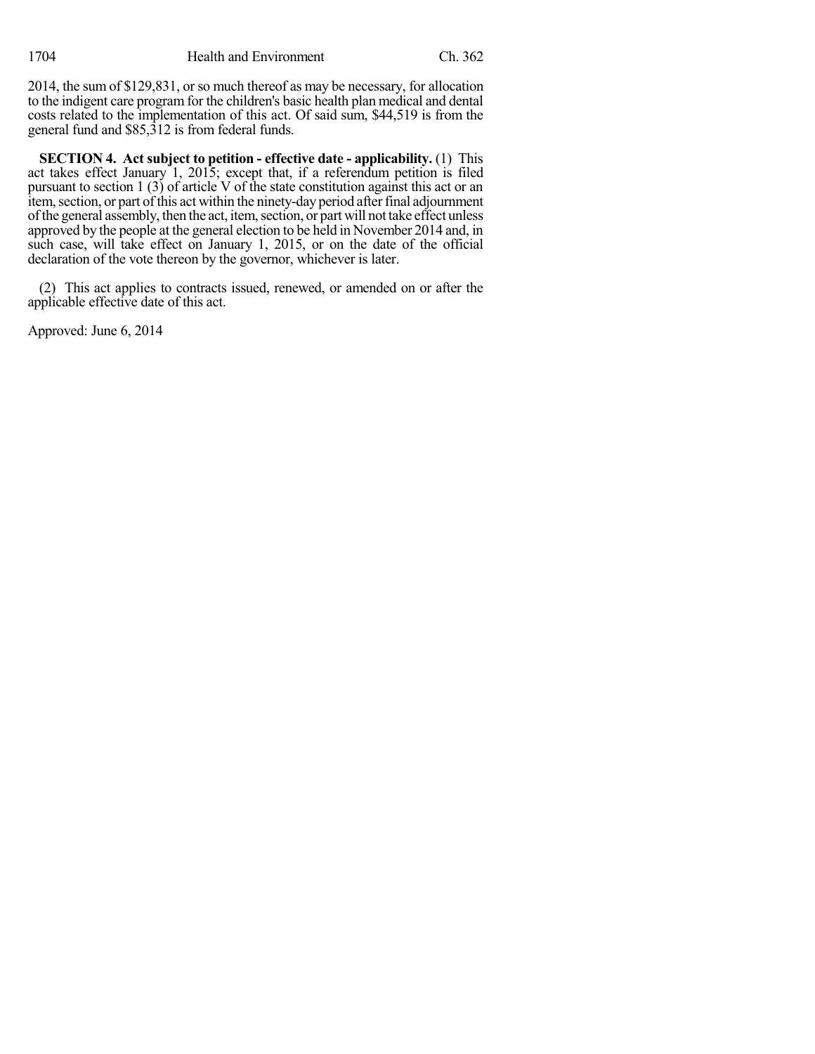2014, the sum of $129,831, or so much thereof as may be necessary, for allocation to the indigent care program for the children's basic health plan medical and dental costs related to the implementation of this act. Of said sum, $44,519 is from the general fund and $85,312 is from federal funds.

**SECTION 4. Act subject to petition - effective date - applicability.** (1) This act takes effect January 1, 2015; except that, if a referendum petition is filed pursuant to section 1 (3) of article V of the state constitution against this act or an item, section, or part of this act within the ninety-day period after final adjournment of the general assembly, then the act, item, section, or part will not take effect unless approved by the people at the general election to be held in November 2014 and, in such case, will take effect on January 1, 2015, or on the date of the official declaration of the vote thereon by the governor, whichever is later.

(2) This act applies to contracts issued, renewed, or amended on or after the applicable effective date of this act.

Approved: June 6, 2014